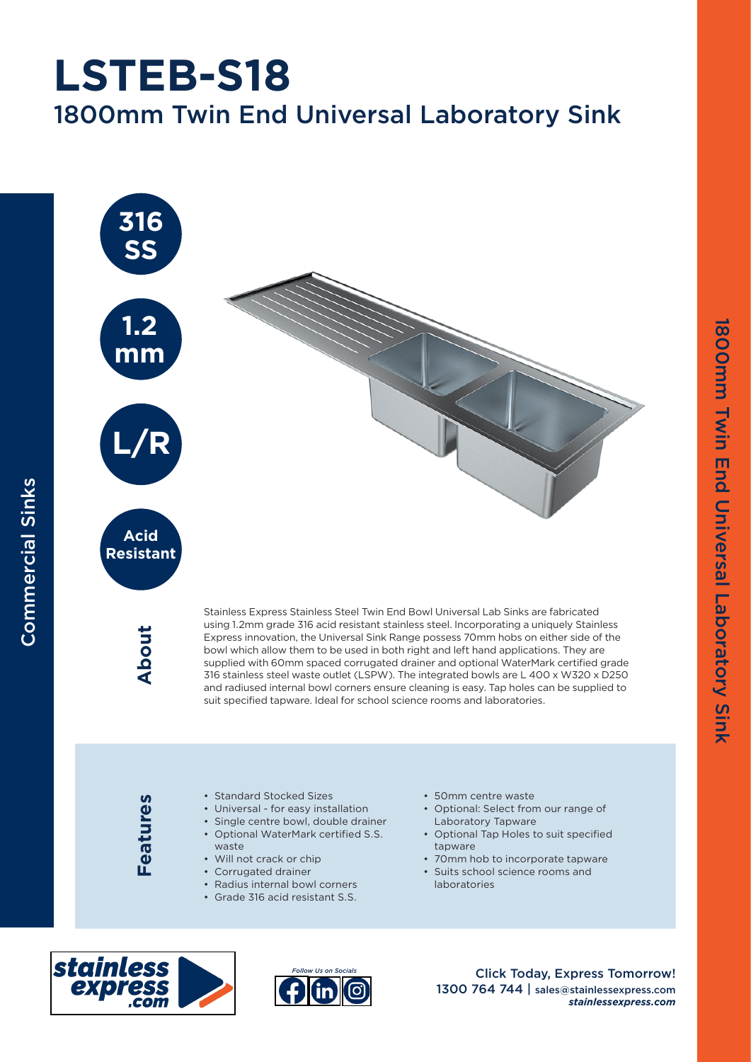# LSTEB-S18

## 1800mm Twin End Universal Laboratory Sink

Commercial Sinks

316 SS

1.2 mm

L/R

Acid Resistant

## About

Stainless Express Stainless Steel Twin End Bowl Universal Lab Sinks are fabricated using 1.2mm grade 316 acid resistant stainless steel. Incorporating a uniquely Stainless Express innovation, the Universal Sink Range possess 70mm hobs on either side of the bowl which allow them to be used in both right and left hand applications. They are supplied with 60mm spaced corrugated drainer and optional WaterMark certified grade 316 stainless steel waste outlet (LSPW). The integrated bowls are L 400 x W320 x D250 and radiused internal bowl corners ensure cleaning is easy. Tap holes can be supplied to suit specified tapware. Ideal for school science rooms and laboratories.

## Features

- Standard Stocked Sizes
- Universal - for easy installation
- Single centre bowl, double drainer
- Optional WaterMark certified S.S. waste
- Will not crack or chip
- Corrugated drainer
- Radius internal bowl corners
- Grade 316 acid resistant S.S.
- 50mm centre waste
- Optional: Select from our range of Laboratory Tapware
- Optional Tap Holes to suit specified tapware
- 70mm hob to incorporate tapware
- Suits school science rooms and laboratories

stainless express .com

Follow Us on Socials

Click Today, Express Tomorrow!
1300 764 744 | sales@stainlessexpress.com
*stainlessexpress.com*

1800mm Twin End Universal Laboratory Sink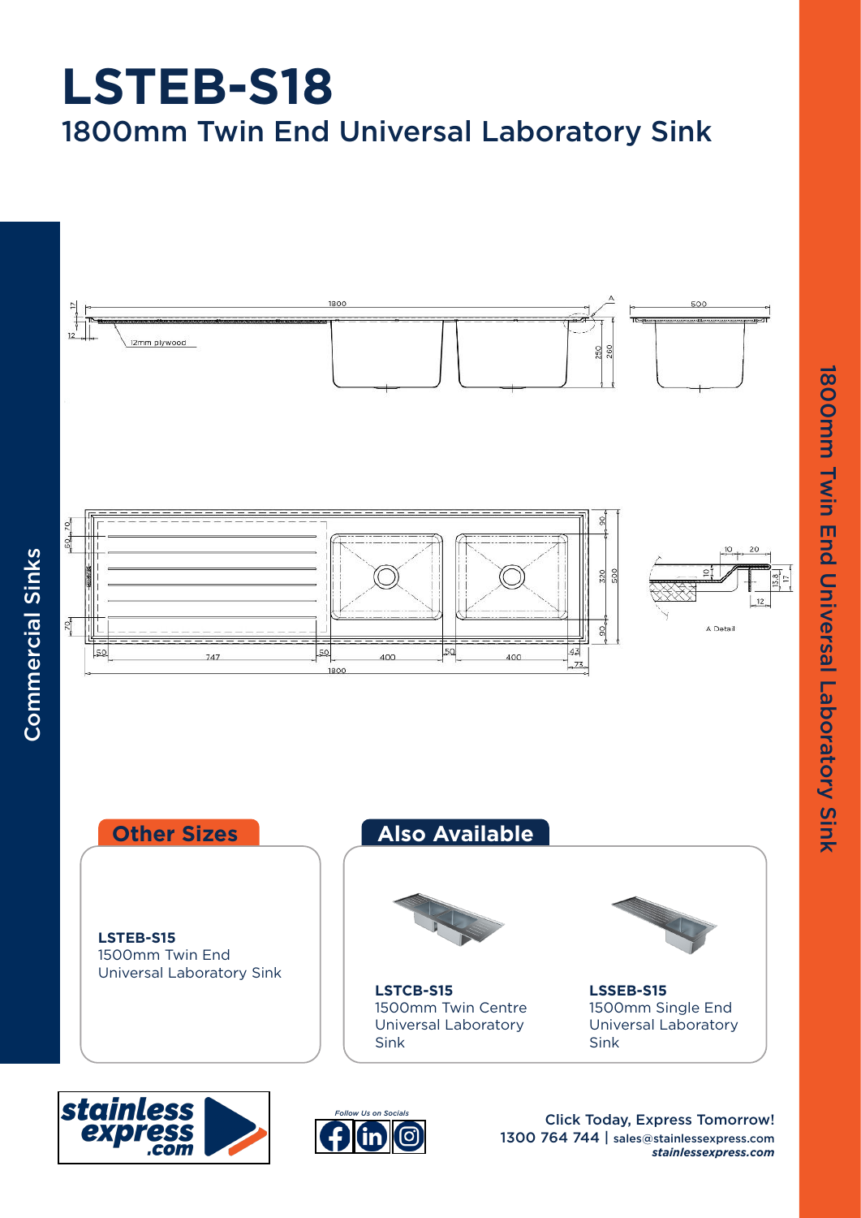# LSTEB-S18

## 1800mm Twin End Universal Laboratory Sink

Commercial Sinks

1800mm Twin End Universal Laboratory Sink

1800
17
12
12mm plywood
A
250
260
500

60
70
70
90
320
500
90
50
747
50
400
50
400
43
73
1800

10
20
10
13.8
17
12
A Detail

## Other Sizes

**LSTEB-S15**
1500mm Twin End Universal Laboratory Sink

## Also Available

**LSTCB-S15**
1500mm Twin Centre Universal Laboratory Sink

**LSSEB-S15**
1500mm Single End Universal Laboratory Sink

stainless express .com

Follow Us on Socials

Click Today, Express Tomorrow!
1300 764 744 | sales@stainlessexpress.com
*stainlessexpress.com*